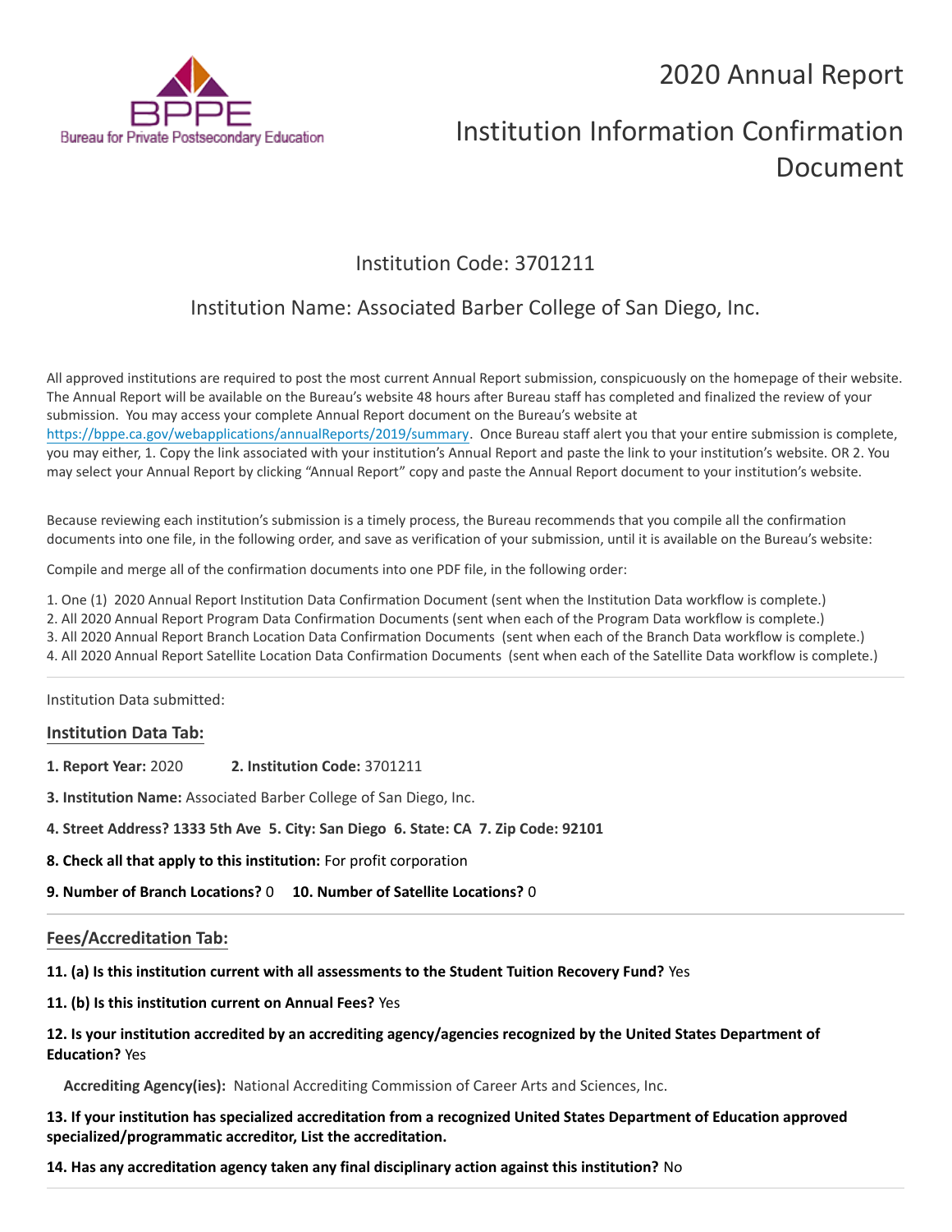# 2020 Annual Report

# Institution Information Confirmation Document

## Institution Code: 3701211

## Institution Name: Associated Barber College of San Diego, Inc.

All approved institutions are required to post the most current Annual Report submission, conspicuously on the homepage of their website. The Annual Report will be available on the Bureau's website 48 hours after Bureau staff has completed and finalized the review of your submission. You may access your complete Annual Report document on the Bureau's website at https://bppe.ca.gov/webapplications/annualReports/2019/summary. Once Bureau staff alert you that your entire submission is complete, you may either, 1. Copy the link associated with your institution's Annual Report and paste the link to your institution's website. OR 2. You may select your Annual Report by clicking "Annual Report" copy and paste the Annual Report document to your institution's website.

Because reviewing each institution's submission is a timely process, the Bureau recommends that you compile all the confirmation documents into one file, in the following order, and save as verification of your submission, until it is available on the Bureau's website:

Compile and merge all of the confirmation documents into one PDF file, in the following order:

1. One (1) 2020 Annual Report Institution Data Confirmation Document (sent when the Institution Data workflow is complete.)
2. All 2020 Annual Report Program Data Confirmation Documents (sent when each of the Program Data workflow is complete.)
3. All 2020 Annual Report Branch Location Data Confirmation Documents (sent when each of the Branch Data workflow is complete.)
4. All 2020 Annual Report Satellite Location Data Confirmation Documents (sent when each of the Satellite Data workflow is complete.)

---

Institution Data submitted:

### Institution Data Tab:

**1. Report Year:** 2020 **2. Institution Code:** 3701211

**3. Institution Name:** Associated Barber College of San Diego, Inc.

**4. Street Address? 1333 5th Ave 5. City: San Diego 6. State: CA 7. Zip Code: 92101**

**8. Check all that apply to this institution:** For profit corporation

**9. Number of Branch Locations?** 0 **10. Number of Satellite Locations?** 0

---

### Fees/Accreditation Tab:

**11. (a) Is this institution current with all assessments to the Student Tuition Recovery Fund?** Yes

**11. (b) Is this institution current on Annual Fees?** Yes

**12. Is your institution accredited by an accrediting agency/agencies recognized by the United States Department of Education?** Yes

**Accrediting Agency(ies):** National Accrediting Commission of Career Arts and Sciences, Inc.

**13. If your institution has specialized accreditation from a recognized United States Department of Education approved specialized/programmatic accreditor, List the accreditation.**

**14. Has any accreditation agency taken any final disciplinary action against this institution?** No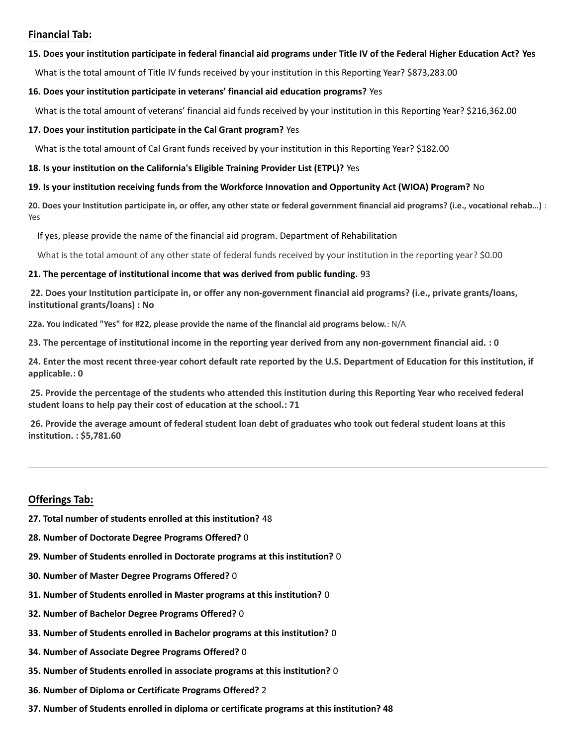## Financial Tab:

**15. Does your institution participate in federal financial aid programs under Title IV of the Federal Higher Education Act? Yes**

What is the total amount of Title IV funds received by your institution in this Reporting Year? $873,283.00

**16. Does your institution participate in veterans' financial aid education programs?** Yes

What is the total amount of veterans' financial aid funds received by your institution in this Reporting Year? $216,362.00

**17. Does your institution participate in the Cal Grant program?** Yes

What is the total amount of Cal Grant funds received by your institution in this Reporting Year? $182.00

**18. Is your institution on the California's Eligible Training Provider List (ETPL)?** Yes

**19. Is your institution receiving funds from the Workforce Innovation and Opportunity Act (WIOA) Program?** No

**20. Does your Institution participate in, or offer, any other state or federal government financial aid programs? (i.e., vocational rehab…)** : Yes

If yes, please provide the name of the financial aid program. Department of Rehabilitation

What is the total amount of any other state of federal funds received by your institution in the reporting year? $0.00

**21. The percentage of institutional income that was derived from public funding.** 93

**22. Does your Institution participate in, or offer any non-government financial aid programs? (i.e., private grants/loans, institutional grants/loans) : No**

**22a. You indicated "Yes" for #22, please provide the name of the financial aid programs below.**: N/A

**23. The percentage of institutional income in the reporting year derived from any non-government financial aid. : 0**

**24. Enter the most recent three-year cohort default rate reported by the U.S. Department of Education for this institution, if applicable.: 0**

**25. Provide the percentage of the students who attended this institution during this Reporting Year who received federal student loans to help pay their cost of education at the school.: 71**

**26. Provide the average amount of federal student loan debt of graduates who took out federal student loans at this institution. : $5,781.60**

---

## Offerings Tab:

**27. Total number of students enrolled at this institution?** 48

**28. Number of Doctorate Degree Programs Offered?** 0

**29. Number of Students enrolled in Doctorate programs at this institution?** 0

**30. Number of Master Degree Programs Offered?** 0

**31. Number of Students enrolled in Master programs at this institution?** 0

**32. Number of Bachelor Degree Programs Offered?** 0

**33. Number of Students enrolled in Bachelor programs at this institution?** 0

**34. Number of Associate Degree Programs Offered?** 0

**35. Number of Students enrolled in associate programs at this institution?** 0

**36. Number of Diploma or Certificate Programs Offered?** 2

**37. Number of Students enrolled in diploma or certificate programs at this institution? 48**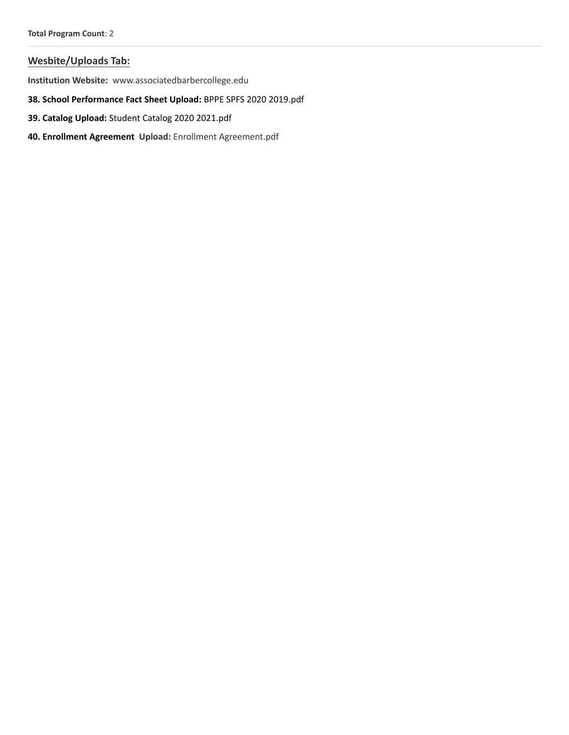**Total Program Count**: 2

---

## Wesbite/Uploads Tab:

**Institution Website:** www.associatedbarbercollege.edu

**38. School Performance Fact Sheet Upload:** BPPE SPFS 2020 2019.pdf

**39. Catalog Upload:** Student Catalog 2020 2021.pdf

**40. Enrollment Agreement Upload:** Enrollment Agreement.pdf